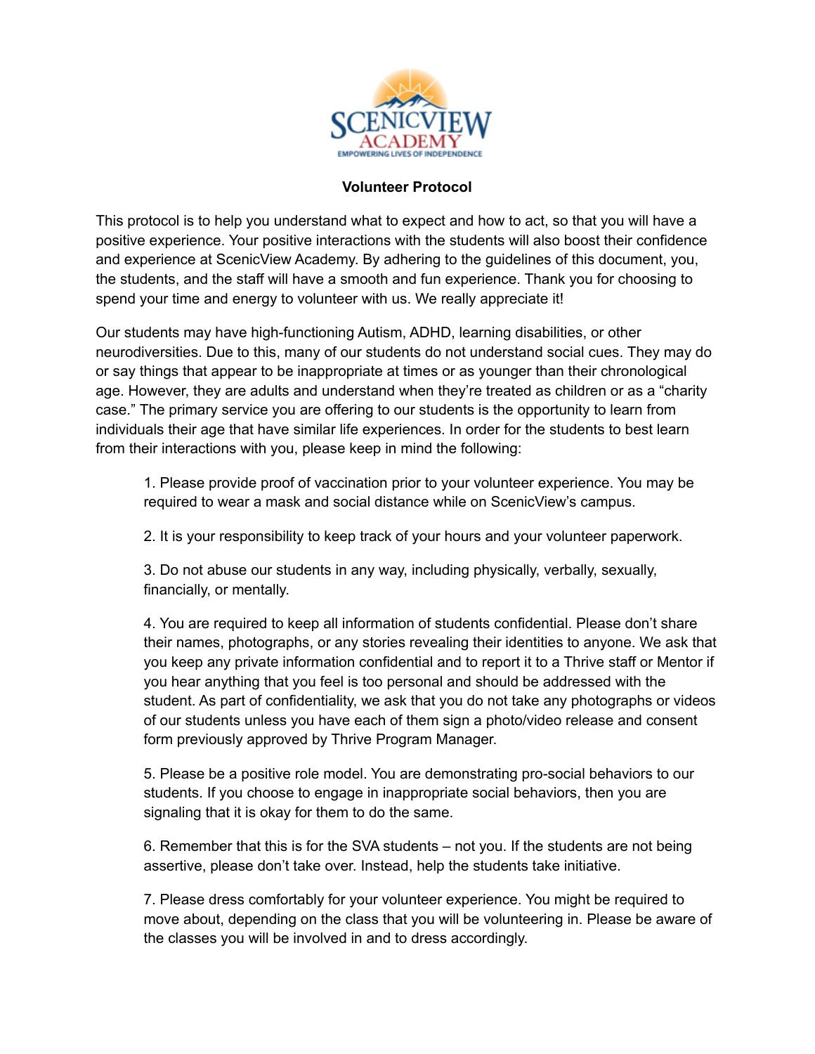SCENICVIEW ACADEMY

EMPOWERING LIVES OF INDEPENDENCE

**Volunteer Protocol**

This protocol is to help you understand what to expect and how to act, so that you will have a positive experience. Your positive interactions with the students will also boost their confidence and experience at ScenicView Academy. By adhering to the guidelines of this document, you, the students, and the staff will have a smooth and fun experience. Thank you for choosing to spend your time and energy to volunteer with us. We really appreciate it!

Our students may have high-functioning Autism, ADHD, learning disabilities, or other neurodiversities. Due to this, many of our students do not understand social cues. They may do or say things that appear to be inappropriate at times or as younger than their chronological age. However, they are adults and understand when they're treated as children or as a "charity case." The primary service you are offering to our students is the opportunity to learn from individuals their age that have similar life experiences. In order for the students to best learn from their interactions with you, please keep in mind the following:

1. Please provide proof of vaccination prior to your volunteer experience. You may be required to wear a mask and social distance while on ScenicView's campus.

2. It is your responsibility to keep track of your hours and your volunteer paperwork.

3. Do not abuse our students in any way, including physically, verbally, sexually, financially, or mentally.

4. You are required to keep all information of students confidential. Please don't share their names, photographs, or any stories revealing their identities to anyone. We ask that you keep any private information confidential and to report it to a Thrive staff or Mentor if you hear anything that you feel is too personal and should be addressed with the student. As part of confidentiality, we ask that you do not take any photographs or videos of our students unless you have each of them sign a photo/video release and consent form previously approved by Thrive Program Manager.

5. Please be a positive role model. You are demonstrating pro-social behaviors to our students. If you choose to engage in inappropriate social behaviors, then you are signaling that it is okay for them to do the same.

6. Remember that this is for the SVA students – not you. If the students are not being assertive, please don't take over. Instead, help the students take initiative.

7. Please dress comfortably for your volunteer experience. You might be required to move about, depending on the class that you will be volunteering in. Please be aware of the classes you will be involved in and to dress accordingly.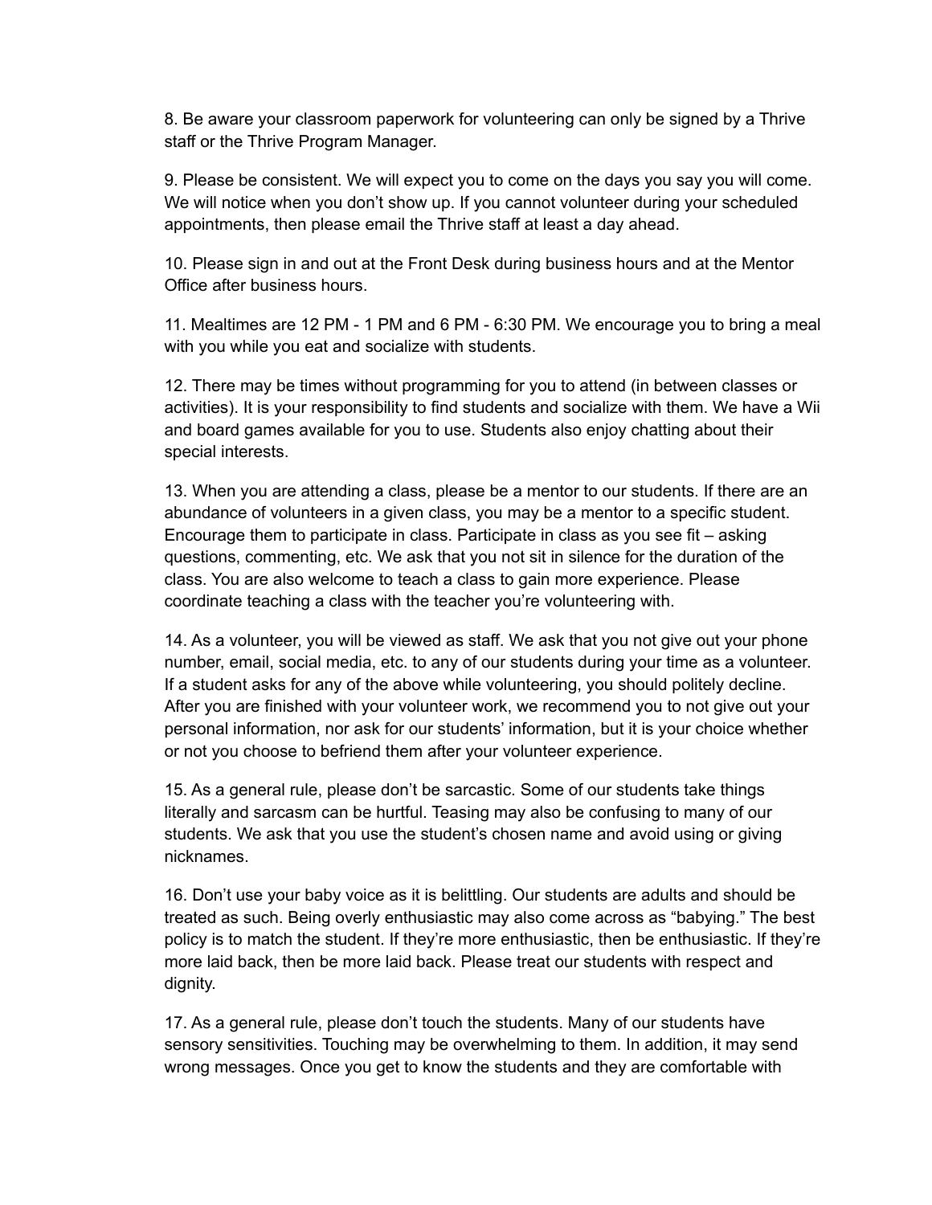8. Be aware your classroom paperwork for volunteering can only be signed by a Thrive staff or the Thrive Program Manager.

9. Please be consistent. We will expect you to come on the days you say you will come. We will notice when you don't show up. If you cannot volunteer during your scheduled appointments, then please email the Thrive staff at least a day ahead.

10. Please sign in and out at the Front Desk during business hours and at the Mentor Office after business hours.

11. Mealtimes are 12 PM - 1 PM and 6 PM - 6:30 PM. We encourage you to bring a meal with you while you eat and socialize with students.

12. There may be times without programming for you to attend (in between classes or activities). It is your responsibility to find students and socialize with them. We have a Wii and board games available for you to use. Students also enjoy chatting about their special interests.

13. When you are attending a class, please be a mentor to our students. If there are an abundance of volunteers in a given class, you may be a mentor to a specific student. Encourage them to participate in class. Participate in class as you see fit – asking questions, commenting, etc. We ask that you not sit in silence for the duration of the class. You are also welcome to teach a class to gain more experience. Please coordinate teaching a class with the teacher you're volunteering with.

14. As a volunteer, you will be viewed as staff. We ask that you not give out your phone number, email, social media, etc. to any of our students during your time as a volunteer. If a student asks for any of the above while volunteering, you should politely decline. After you are finished with your volunteer work, we recommend you to not give out your personal information, nor ask for our students' information, but it is your choice whether or not you choose to befriend them after your volunteer experience.

15. As a general rule, please don't be sarcastic. Some of our students take things literally and sarcasm can be hurtful. Teasing may also be confusing to many of our students. We ask that you use the student's chosen name and avoid using or giving nicknames.

16. Don't use your baby voice as it is belittling. Our students are adults and should be treated as such. Being overly enthusiastic may also come across as "babying." The best policy is to match the student. If they're more enthusiastic, then be enthusiastic. If they're more laid back, then be more laid back. Please treat our students with respect and dignity.

17. As a general rule, please don't touch the students. Many of our students have sensory sensitivities. Touching may be overwhelming to them. In addition, it may send wrong messages. Once you get to know the students and they are comfortable with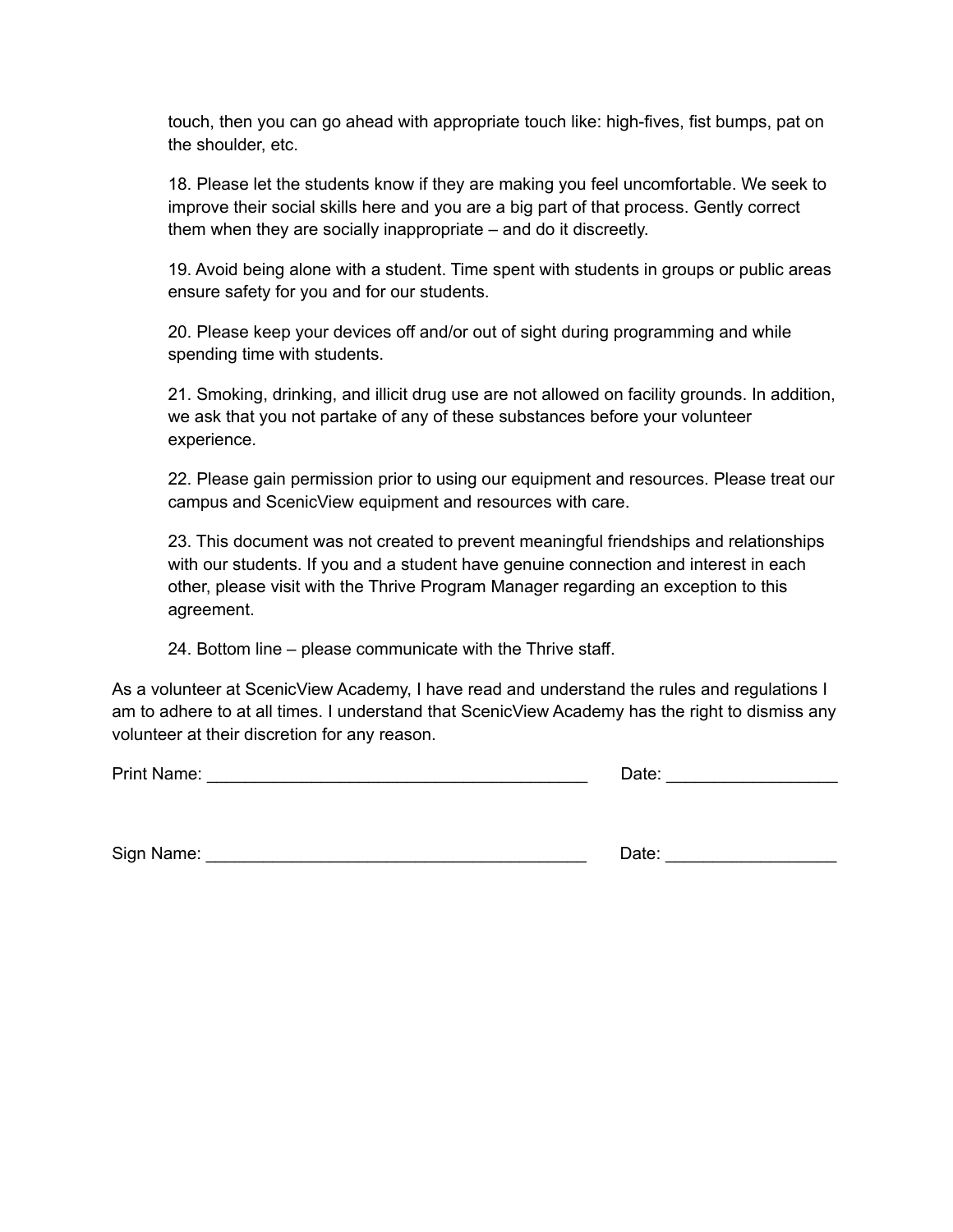touch, then you can go ahead with appropriate touch like: high-fives, fist bumps, pat on the shoulder, etc.

18. Please let the students know if they are making you feel uncomfortable. We seek to improve their social skills here and you are a big part of that process. Gently correct them when they are socially inappropriate – and do it discreetly.

19. Avoid being alone with a student. Time spent with students in groups or public areas ensure safety for you and for our students.

20. Please keep your devices off and/or out of sight during programming and while spending time with students.

21. Smoking, drinking, and illicit drug use are not allowed on facility grounds. In addition, we ask that you not partake of any of these substances before your volunteer experience.

22. Please gain permission prior to using our equipment and resources. Please treat our campus and ScenicView equipment and resources with care.

23. This document was not created to prevent meaningful friendships and relationships with our students. If you and a student have genuine connection and interest in each other, please visit with the Thrive Program Manager regarding an exception to this agreement.

24. Bottom line – please communicate with the Thrive staff.

As a volunteer at ScenicView Academy, I have read and understand the rules and regulations I am to adhere to at all times. I understand that ScenicView Academy has the right to dismiss any volunteer at their discretion for any reason.

Print Name: ________________________________________ Date: __________________

Sign Name: ________________________________________ Date: __________________